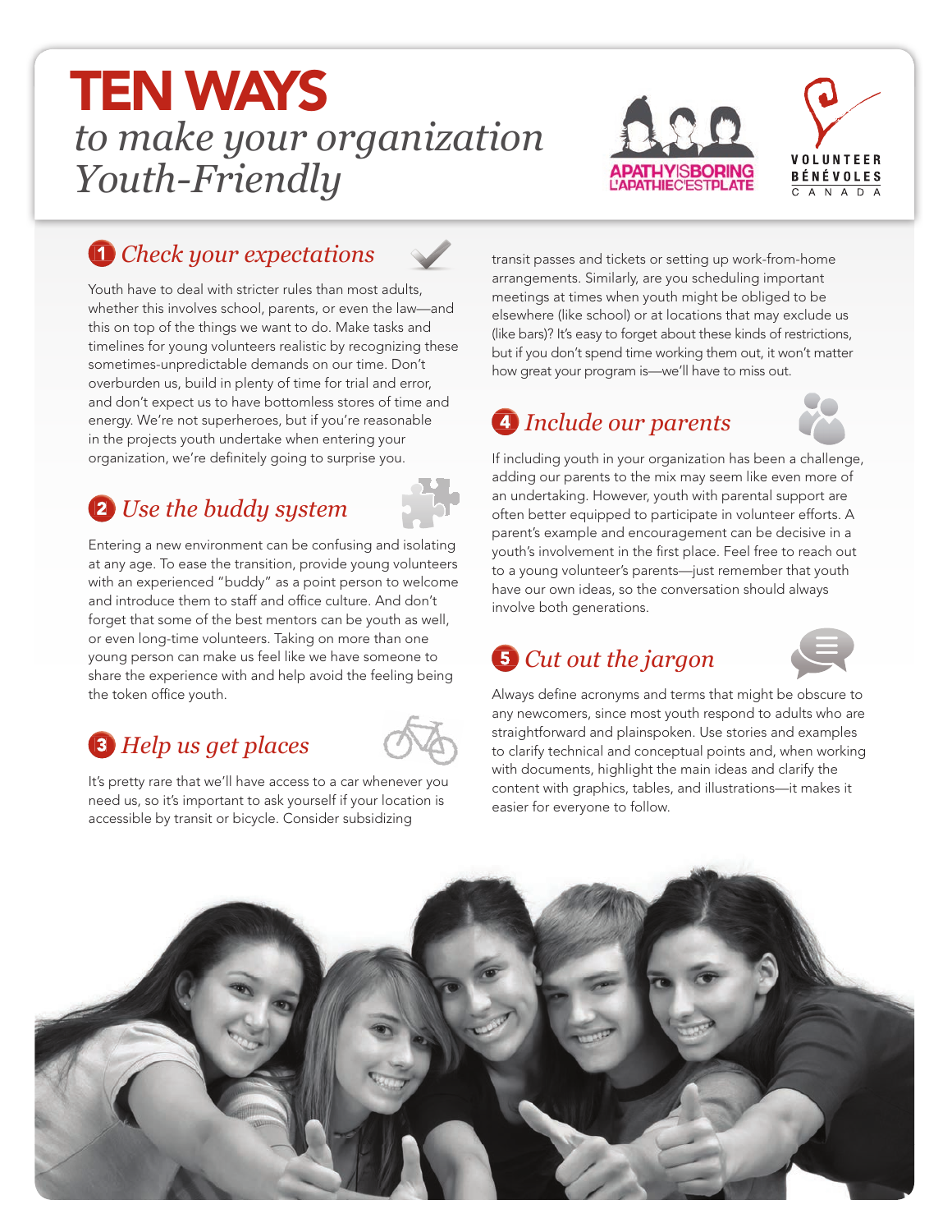# TEN WAYS

## *to make your organization Youth-Friendly*

APATHY IS BORING / L'APATHIE C'EST PLATE

VOLUNTEER BÉNÉVOLES CANADA

### 1 *Check your expectations*

Youth have to deal with stricter rules than most adults, whether this involves school, parents, or even the law—and this on top of the things we want to do. Make tasks and timelines for young volunteers realistic by recognizing these sometimes-unpredictable demands on our time. Don't overburden us, build in plenty of time for trial and error, and don't expect us to have bottomless stores of time and energy. We're not superheroes, but if you're reasonable in the projects youth undertake when entering your organization, we're definitely going to surprise you.

### 2 *Use the buddy system*

Entering a new environment can be confusing and isolating at any age. To ease the transition, provide young volunteers with an experienced "buddy" as a point person to welcome and introduce them to staff and office culture. And don't forget that some of the best mentors can be youth as well, or even long-time volunteers. Taking on more than one young person can make us feel like we have someone to share the experience with and help avoid the feeling being the token office youth.

### 3 *Help us get places*

It's pretty rare that we'll have access to a car whenever you need us, so it's important to ask yourself if your location is accessible by transit or bicycle. Consider subsidizing transit passes and tickets or setting up work-from-home arrangements. Similarly, are you scheduling important meetings at times when youth might be obliged to be elsewhere (like school) or at locations that may exclude us (like bars)? It's easy to forget about these kinds of restrictions, but if you don't spend time working them out, it won't matter how great your program is—we'll have to miss out.

### 4 *Include our parents*

If including youth in your organization has been a challenge, adding our parents to the mix may seem like even more of an undertaking. However, youth with parental support are often better equipped to participate in volunteer efforts. A parent's example and encouragement can be decisive in a youth's involvement in the first place. Feel free to reach out to a young volunteer's parents—just remember that youth have our own ideas, so the conversation should always involve both generations.

### 5 *Cut out the jargon*

Always define acronyms and terms that might be obscure to any newcomers, since most youth respond to adults who are straightforward and plainspoken. Use stories and examples to clarify technical and conceptual points and, when working with documents, highlight the main ideas and clarify the content with graphics, tables, and illustrations—it makes it easier for everyone to follow.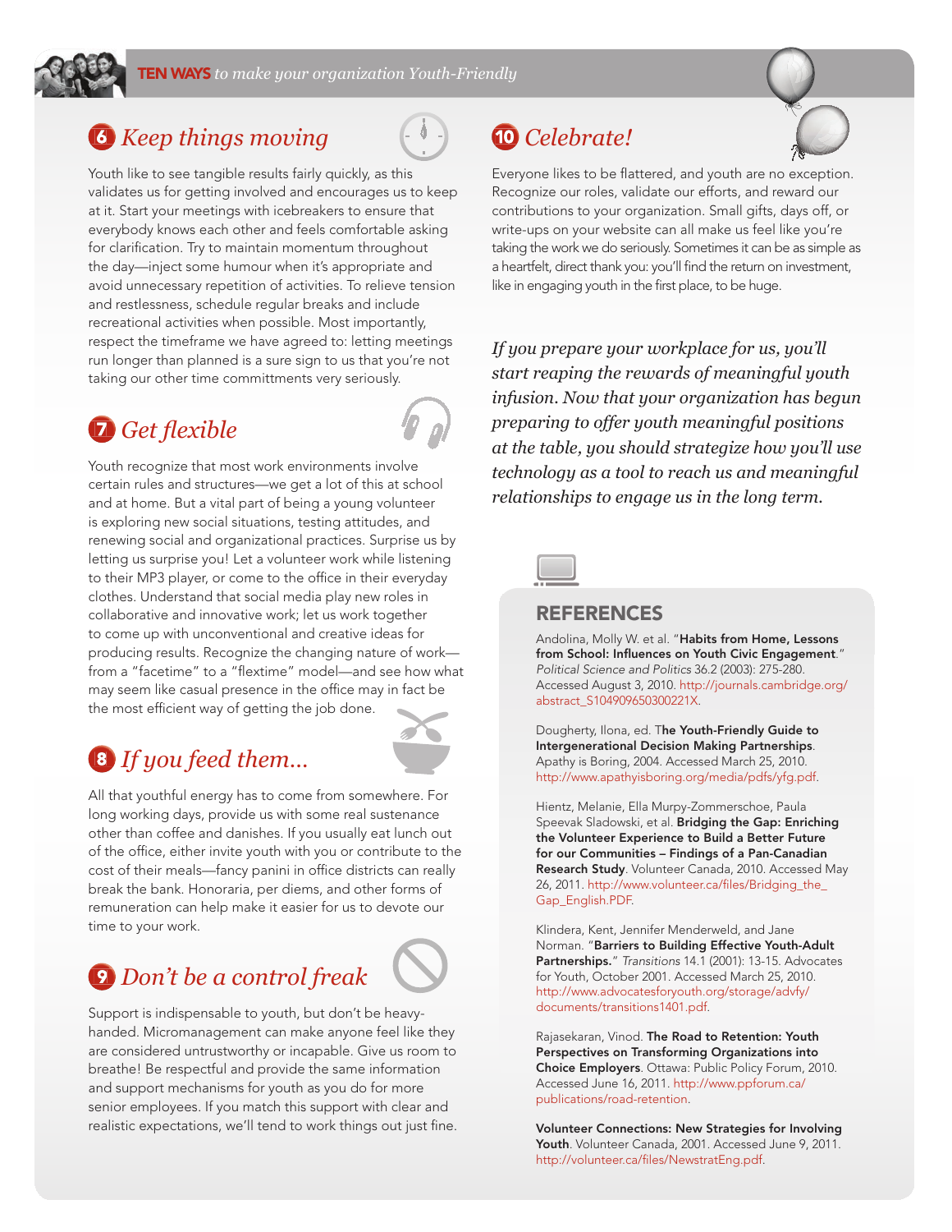## 6 Keep things moving

Youth like to see tangible results fairly quickly, as this validates us for getting involved and encourages us to keep at it. Start your meetings with icebreakers to ensure that everybody knows each other and feels comfortable asking for clarification. Try to maintain momentum throughout the day—inject some humour when it's appropriate and avoid unnecessary repetition of activities. To relieve tension and restlessness, schedule regular breaks and include recreational activities when possible. Most importantly, respect the timeframe we have agreed to: letting meetings run longer than planned is a sure sign to us that you're not taking our other time committments very seriously.

## 7 Get flexible

Youth recognize that most work environments involve certain rules and structures—we get a lot of this at school and at home. But a vital part of being a young volunteer is exploring new social situations, testing attitudes, and renewing social and organizational practices. Surprise us by letting us surprise you! Let a volunteer work while listening to their MP3 player, or come to the office in their everyday clothes. Understand that social media play new roles in collaborative and innovative work; let us work together to come up with unconventional and creative ideas for producing results. Recognize the changing nature of work—from a "facetime" to a "flextime" model—and see how what may seem like casual presence in the office may in fact be the most efficient way of getting the job done.

## 8 If you feed them...

All that youthful energy has to come from somewhere. For long working days, provide us with some real sustenance other than coffee and danishes. If you usually eat lunch out of the office, either invite youth with you or contribute to the cost of their meals—fancy panini in office districts can really break the bank. Honoraria, per diems, and other forms of remuneration can help make it easier for us to devote our time to your work.

## 9 Don't be a control freak

Support is indispensable to youth, but don't be heavy-handed. Micromanagement can make anyone feel like they are considered untrustworthy or incapable. Give us room to breathe! Be respectful and provide the same information and support mechanisms for youth as you do for more senior employees. If you match this support with clear and realistic expectations, we'll tend to work things out just fine.

## 10 Celebrate!

Everyone likes to be flattered, and youth are no exception. Recognize our roles, validate our efforts, and reward our contributions to your organization. Small gifts, days off, or write-ups on your website can all make us feel like you're taking the work we do seriously. Sometimes it can be as simple as a heartfelt, direct thank you: you'll find the return on investment, like in engaging youth in the first place, to be huge.

*If you prepare your workplace for us, you'll start reaping the rewards of meaningful youth infusion. Now that your organization has begun preparing to offer youth meaningful positions at the table, you should strategize how you'll use technology as a tool to reach us and meaningful relationships to engage us in the long term.*

## REFERENCES

Andolina, Molly W. et al. "**Habits from Home, Lessons from School: Influences on Youth Civic Engagement**." *Political Science and Politics* 36.2 (2003): 275-280. Accessed August 3, 2010. http://journals.cambridge.org/abstract_S104909650300221X.

Dougherty, Ilona, ed. T**he Youth-Friendly Guide to Intergenerational Decision Making Partnerships**. Apathy is Boring, 2004. Accessed March 25, 2010. http://www.apathyisboring.org/media/pdfs/yfg.pdf.

Hientz, Melanie, Ella Murpy-Zommerschoe, Paula Speevak Sladowski, et al. **Bridging the Gap: Enriching the Volunteer Experience to Build a Better Future for our Communities – Findings of a Pan-Canadian Research Study**. Volunteer Canada, 2010. Accessed May 26, 2011. http://www.volunteer.ca/files/Bridging_the_Gap_English.PDF.

Klindera, Kent, Jennifer Menderweld, and Jane Norman. "**Barriers to Building Effective Youth-Adult Partnerships.**" *Transitions* 14.1 (2001): 13-15. Advocates for Youth, October 2001. Accessed March 25, 2010. http://www.advocatesforyouth.org/storage/advfy/documents/transitions1401.pdf.

Rajasekaran, Vinod. **The Road to Retention: Youth Perspectives on Transforming Organizations into Choice Employers**. Ottawa: Public Policy Forum, 2010. Accessed June 16, 2011. http://www.ppforum.ca/publications/road-retention.

**Volunteer Connections: New Strategies for Involving Youth**. Volunteer Canada, 2001. Accessed June 9, 2011. http://volunteer.ca/files/NewstratEng.pdf.